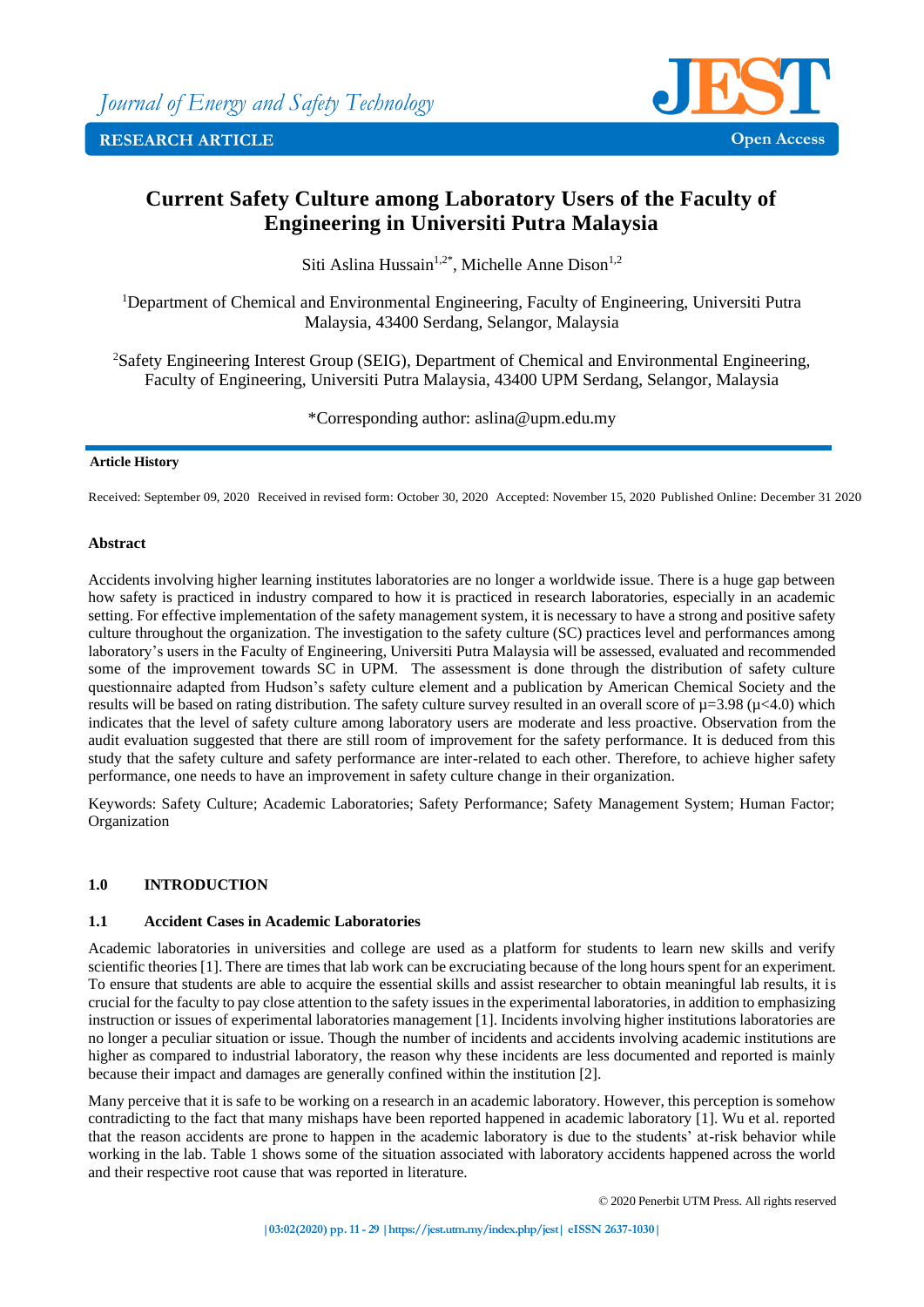Journal of Energy and Safety Technology

RESEARCH ARTICLE

Open Access

# Current Safety Culture among Laboratory Users of the Faculty of Engineering in Universiti Putra Malaysia

Siti Aslina Hussain[1,2*], Michelle Anne Dison[1,2]

[1]Department of Chemical and Environmental Engineering, Faculty of Engineering, Universiti Putra Malaysia, 43400 Serdang, Selangor, Malaysia

[2]Safety Engineering Interest Group (SEIG), Department of Chemical and Environmental Engineering, Faculty of Engineering, Universiti Putra Malaysia, 43400 UPM Serdang, Selangor, Malaysia

*Corresponding author: aslina@upm.edu.my

**Article History**

Received: September 09, 2020 Received in revised form: October 30, 2020 Accepted: November 15, 2020 Published Online: December 31 2020

**Abstract**

Accidents involving higher learning institutes laboratories are no longer a worldwide issue. There is a huge gap between how safety is practiced in industry compared to how it is practiced in research laboratories, especially in an academic setting. For effective implementation of the safety management system, it is necessary to have a strong and positive safety culture throughout the organization. The investigation to the safety culture (SC) practices level and performances among laboratory's users in the Faculty of Engineering, Universiti Putra Malaysia will be assessed, evaluated and recommended some of the improvement towards SC in UPM. The assessment is done through the distribution of safety culture questionnaire adapted from Hudson's safety culture element and a publication by American Chemical Society and the results will be based on rating distribution. The safety culture survey resulted in an overall score of $\mu$=3.98 ($\mu$<4.0) which indicates that the level of safety culture among laboratory users are moderate and less proactive. Observation from the audit evaluation suggested that there are still room of improvement for the safety performance. It is deduced from this study that the safety culture and safety performance are inter-related to each other. Therefore, to achieve higher safety performance, one needs to have an improvement in safety culture change in their organization.

Keywords: Safety Culture; Academic Laboratories; Safety Performance; Safety Management System; Human Factor; Organization

## 1.0 INTRODUCTION

### 1.1 Accident Cases in Academic Laboratories

Academic laboratories in universities and college are used as a platform for students to learn new skills and verify scientific theories [1]. There are times that lab work can be excruciating because of the long hours spent for an experiment. To ensure that students are able to acquire the essential skills and assist researcher to obtain meaningful lab results, it is crucial for the faculty to pay close attention to the safety issues in the experimental laboratories, in addition to emphasizing instruction or issues of experimental laboratories management [1]. Incidents involving higher institutions laboratories are no longer a peculiar situation or issue. Though the number of incidents and accidents involving academic institutions are higher as compared to industrial laboratory, the reason why these incidents are less documented and reported is mainly because their impact and damages are generally confined within the institution [2].

Many perceive that it is safe to be working on a research in an academic laboratory. However, this perception is somehow contradicting to the fact that many mishaps have been reported happened in academic laboratory [1]. Wu et al. reported that the reason accidents are prone to happen in the academic laboratory is due to the students' at-risk behavior while working in the lab. Table 1 shows some of the situation associated with laboratory accidents happened across the world and their respective root cause that was reported in literature.

© 2020 Penerbit UTM Press. All rights reserved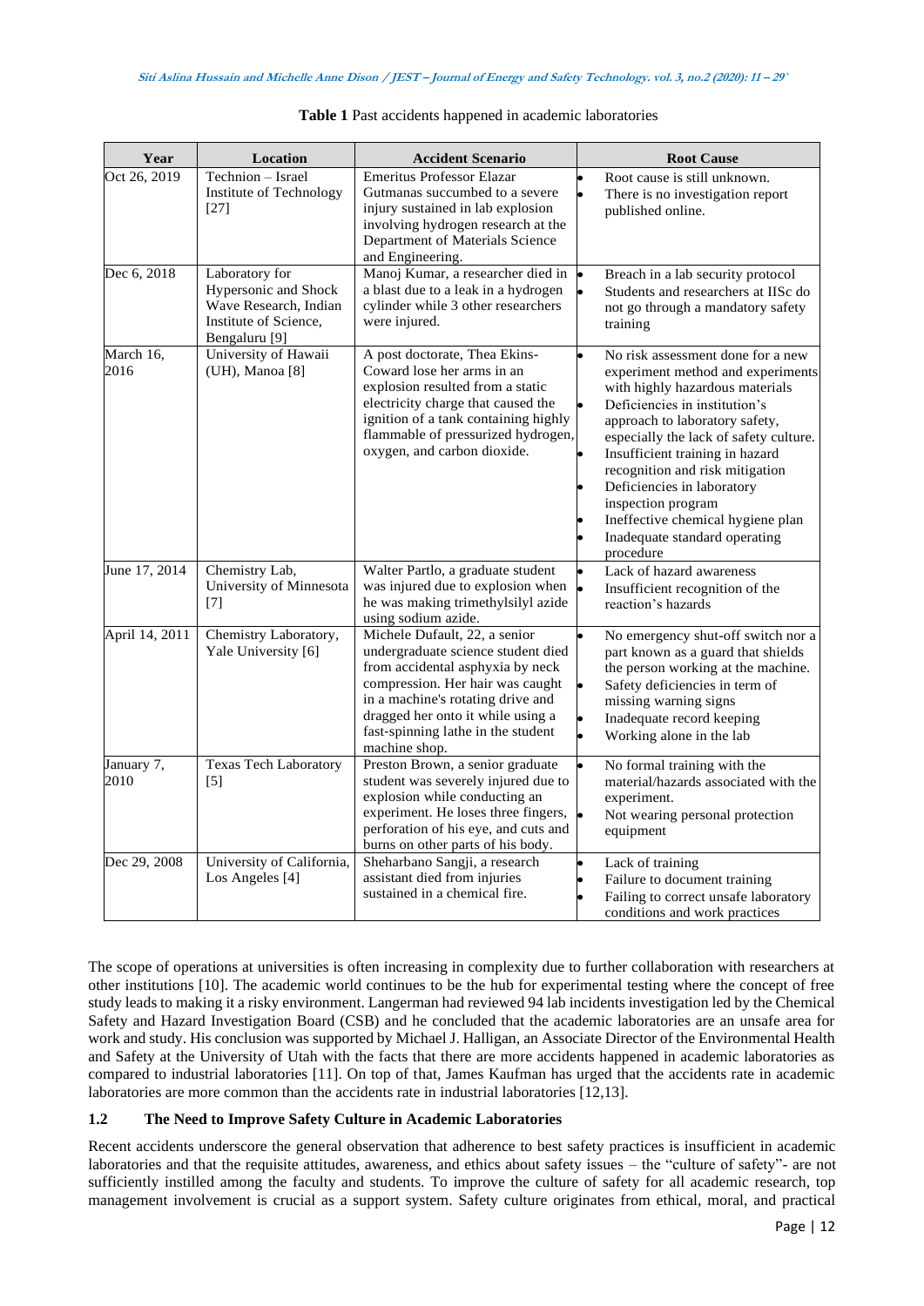**Table 1** Past accidents happened in academic laboratories

| Year | Location | Accident Scenario | Root Cause |
|---|---|---|---|
| Oct 26, 2019 | Technion – Israel Institute of Technology [27] | Emeritus Professor Elazar Gutmanas succumbed to a severe injury sustained in lab explosion involving hydrogen research at the Department of Materials Science and Engineering. | • Root cause is still unknown. <br>• There is no investigation report published online. |
| Dec 6, 2018 | Laboratory for Hypersonic and Shock Wave Research, Indian Institute of Science, Bengaluru [9] | Manoj Kumar, a researcher died in a blast due to a leak in a hydrogen cylinder while 3 other researchers were injured. | • Breach in a lab security protocol <br>• Students and researchers at IISc do not go through a mandatory safety training |
| March 16, 2016 | University of Hawaii (UH), Manoa [8] | A post doctorate, Thea Ekins-Coward lose her arms in an explosion resulted from a static electricity charge that caused the ignition of a tank containing highly flammable of pressurized hydrogen, oxygen, and carbon dioxide. | • No risk assessment done for a new experiment method and experiments with highly hazardous materials <br>• Deficiencies in institution's approach to laboratory safety, especially the lack of safety culture. <br>• Insufficient training in hazard recognition and risk mitigation <br>• Deficiencies in laboratory inspection program <br>• Ineffective chemical hygiene plan <br>• Inadequate standard operating procedure |
| June 17, 2014 | Chemistry Lab, University of Minnesota [7] | Walter Partlo, a graduate student was injured due to explosion when he was making trimethylsilyl azide using sodium azide. | • Lack of hazard awareness <br>• Insufficient recognition of the reaction's hazards |
| April 14, 2011 | Chemistry Laboratory, Yale University [6] | Michele Dufault, 22, a senior undergraduate science student died from accidental asphyxia by neck compression. Her hair was caught in a machine's rotating drive and dragged her onto it while using a fast-spinning lathe in the student machine shop. | • No emergency shut-off switch nor a part known as a guard that shields the person working at the machine. <br>• Safety deficiencies in term of missing warning signs <br>• Inadequate record keeping <br>• Working alone in the lab |
| January 7, 2010 | Texas Tech Laboratory [5] | Preston Brown, a senior graduate student was severely injured due to explosion while conducting an experiment. He loses three fingers, perforation of his eye, and cuts and burns on other parts of his body. | • No formal training with the material/hazards associated with the experiment. <br>• Not wearing personal protection equipment |
| Dec 29, 2008 | University of California, Los Angeles [4] | Sheharbano Sangji, a research assistant died from injuries sustained in a chemical fire. | • Lack of training <br>• Failure to document training <br>• Failing to correct unsafe laboratory conditions and work practices |

The scope of operations at universities is often increasing in complexity due to further collaboration with researchers at other institutions [10]. The academic world continues to be the hub for experimental testing where the concept of free study leads to making it a risky environment. Langerman had reviewed 94 lab incidents investigation led by the Chemical Safety and Hazard Investigation Board (CSB) and he concluded that the academic laboratories are an unsafe area for work and study. His conclusion was supported by Michael J. Halligan, an Associate Director of the Environmental Health and Safety at the University of Utah with the facts that there are more accidents happened in academic laboratories as compared to industrial laboratories [11]. On top of that, James Kaufman has urged that the accidents rate in academic laboratories are more common than the accidents rate in industrial laboratories [12,13].

### 1.2 The Need to Improve Safety Culture in Academic Laboratories

Recent accidents underscore the general observation that adherence to best safety practices is insufficient in academic laboratories and that the requisite attitudes, awareness, and ethics about safety issues – the "culture of safety"- are not sufficiently instilled among the faculty and students. To improve the culture of safety for all academic research, top management involvement is crucial as a support system. Safety culture originates from ethical, moral, and practical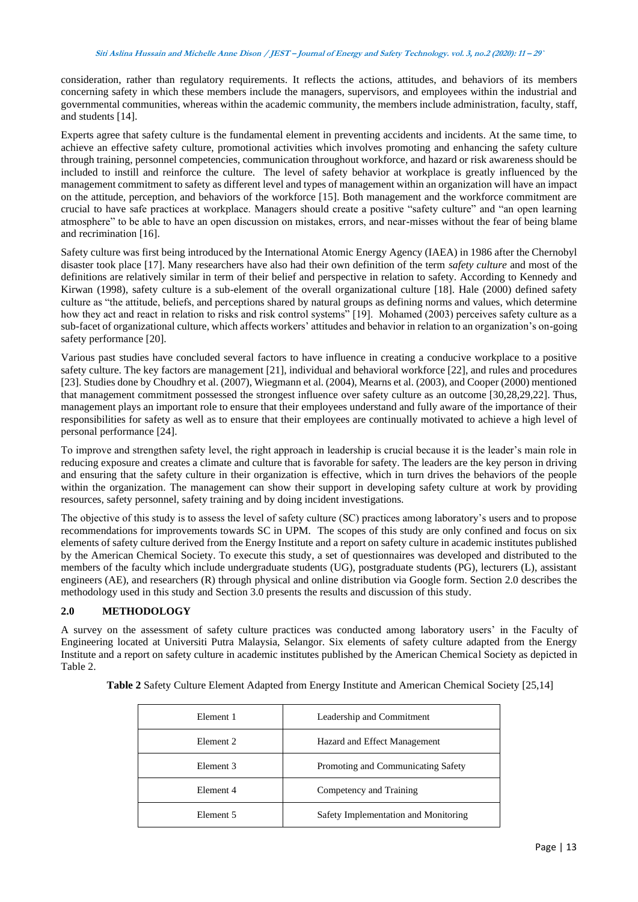consideration, rather than regulatory requirements. It reflects the actions, attitudes, and behaviors of its members concerning safety in which these members include the managers, supervisors, and employees within the industrial and governmental communities, whereas within the academic community, the members include administration, faculty, staff, and students [14].

Experts agree that safety culture is the fundamental element in preventing accidents and incidents. At the same time, to achieve an effective safety culture, promotional activities which involves promoting and enhancing the safety culture through training, personnel competencies, communication throughout workforce, and hazard or risk awareness should be included to instill and reinforce the culture. The level of safety behavior at workplace is greatly influenced by the management commitment to safety as different level and types of management within an organization will have an impact on the attitude, perception, and behaviors of the workforce [15]. Both management and the workforce commitment are crucial to have safe practices at workplace. Managers should create a positive "safety culture" and "an open learning atmosphere" to be able to have an open discussion on mistakes, errors, and near-misses without the fear of being blame and recrimination [16].

Safety culture was first being introduced by the International Atomic Energy Agency (IAEA) in 1986 after the Chernobyl disaster took place [17]. Many researchers have also had their own definition of the term *safety culture* and most of the definitions are relatively similar in term of their belief and perspective in relation to safety. According to Kennedy and Kirwan (1998), safety culture is a sub-element of the overall organizational culture [18]. Hale (2000) defined safety culture as "the attitude, beliefs, and perceptions shared by natural groups as defining norms and values, which determine how they act and react in relation to risks and risk control systems" [19]. Mohamed (2003) perceives safety culture as a sub-facet of organizational culture, which affects workers' attitudes and behavior in relation to an organization's on-going safety performance [20].

Various past studies have concluded several factors to have influence in creating a conducive workplace to a positive safety culture. The key factors are management [21], individual and behavioral workforce [22], and rules and procedures [23]. Studies done by Choudhry et al. (2007), Wiegmann et al. (2004), Mearns et al. (2003), and Cooper (2000) mentioned that management commitment possessed the strongest influence over safety culture as an outcome [30,28,29,22]. Thus, management plays an important role to ensure that their employees understand and fully aware of the importance of their responsibilities for safety as well as to ensure that their employees are continually motivated to achieve a high level of personal performance [24].

To improve and strengthen safety level, the right approach in leadership is crucial because it is the leader's main role in reducing exposure and creates a climate and culture that is favorable for safety. The leaders are the key person in driving and ensuring that the safety culture in their organization is effective, which in turn drives the behaviors of the people within the organization. The management can show their support in developing safety culture at work by providing resources, safety personnel, safety training and by doing incident investigations.

The objective of this study is to assess the level of safety culture (SC) practices among laboratory's users and to propose recommendations for improvements towards SC in UPM. The scopes of this study are only confined and focus on six elements of safety culture derived from the Energy Institute and a report on safety culture in academic institutes published by the American Chemical Society. To execute this study, a set of questionnaires was developed and distributed to the members of the faculty which include undergraduate students (UG), postgraduate students (PG), lecturers (L), assistant engineers (AE), and researchers (R) through physical and online distribution via Google form. Section 2.0 describes the methodology used in this study and Section 3.0 presents the results and discussion of this study.

## 2.0 METHODOLOGY

A survey on the assessment of safety culture practices was conducted among laboratory users' in the Faculty of Engineering located at Universiti Putra Malaysia, Selangor. Six elements of safety culture adapted from the Energy Institute and a report on safety culture in academic institutes published by the American Chemical Society as depicted in Table 2.

**Table 2** Safety Culture Element Adapted from Energy Institute and American Chemical Society [25,14]

| | |
|---|---|
| Element 1 | Leadership and Commitment |
| Element 2 | Hazard and Effect Management |
| Element 3 | Promoting and Communicating Safety |
| Element 4 | Competency and Training |
| Element 5 | Safety Implementation and Monitoring |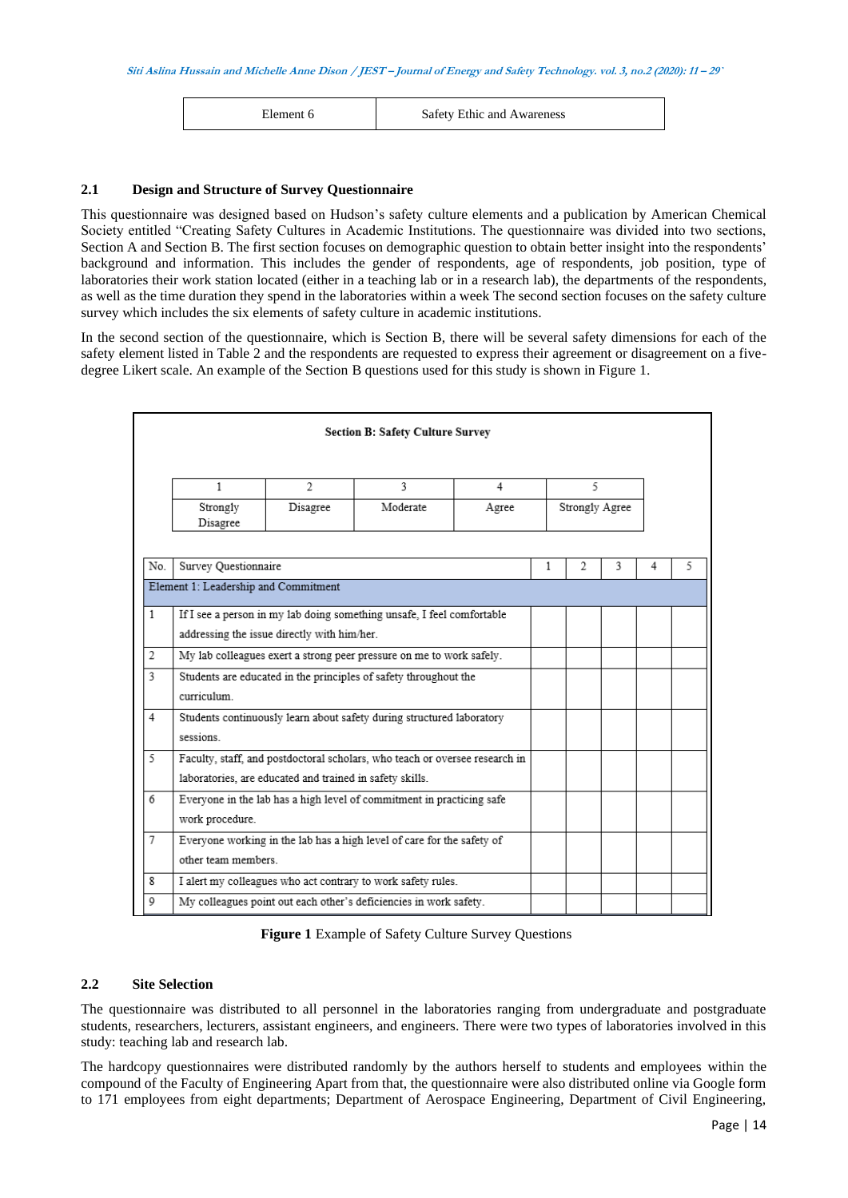| Element 6 | Safety Ethic and Awareness |
|---|---|

### 2.1 Design and Structure of Survey Questionnaire

This questionnaire was designed based on Hudson's safety culture elements and a publication by American Chemical Society entitled "Creating Safety Cultures in Academic Institutions. The questionnaire was divided into two sections, Section A and Section B. The first section focuses on demographic question to obtain better insight into the respondents' background and information. This includes the gender of respondents, age of respondents, job position, type of laboratories their work station located (either in a teaching lab or in a research lab), the departments of the respondents, as well as the time duration they spend in the laboratories within a week The second section focuses on the safety culture survey which includes the six elements of safety culture in academic institutions.

In the second section of the questionnaire, which is Section B, there will be several safety dimensions for each of the safety element listed in Table 2 and the respondents are requested to express their agreement or disagreement on a five-degree Likert scale. An example of the Section B questions used for this study is shown in Figure 1.

**Section B: Safety Culture Survey**

| 1 | 2 | 3 | 4 | 5 |
|---|---|---|---|---|
| Strongly Disagree | Disagree | Moderate | Agree | Strongly Agree |

| No. | Survey Questionnaire | 1 | 2 | 3 | 4 | 5 |
|---|---|---|---|---|---|---|
| Element 1: Leadership and Commitment | | | | | | |
| 1 | If I see a person in my lab doing something unsafe, I feel comfortable addressing the issue directly with him/her. | | | | | |
| 2 | My lab colleagues exert a strong peer pressure on me to work safely. | | | | | |
| 3 | Students are educated in the principles of safety throughout the curriculum. | | | | | |
| 4 | Students continuously learn about safety during structured laboratory sessions. | | | | | |
| 5 | Faculty, staff, and postdoctoral scholars, who teach or oversee research in laboratories, are educated and trained in safety skills. | | | | | |
| 6 | Everyone in the lab has a high level of commitment in practicing safe work procedure. | | | | | |
| 7 | Everyone working in the lab has a high level of care for the safety of other team members. | | | | | |
| 8 | I alert my colleagues who act contrary to work safety rules. | | | | | |
| 9 | My colleagues point out each other's deficiencies in work safety. | | | | | |

**Figure 1** Example of Safety Culture Survey Questions

### 2.2 Site Selection

The questionnaire was distributed to all personnel in the laboratories ranging from undergraduate and postgraduate students, researchers, lecturers, assistant engineers, and engineers. There were two types of laboratories involved in this study: teaching lab and research lab.

The hardcopy questionnaires were distributed randomly by the authors herself to students and employees within the compound of the Faculty of Engineering Apart from that, the questionnaire were also distributed online via Google form to 171 employees from eight departments; Department of Aerospace Engineering, Department of Civil Engineering,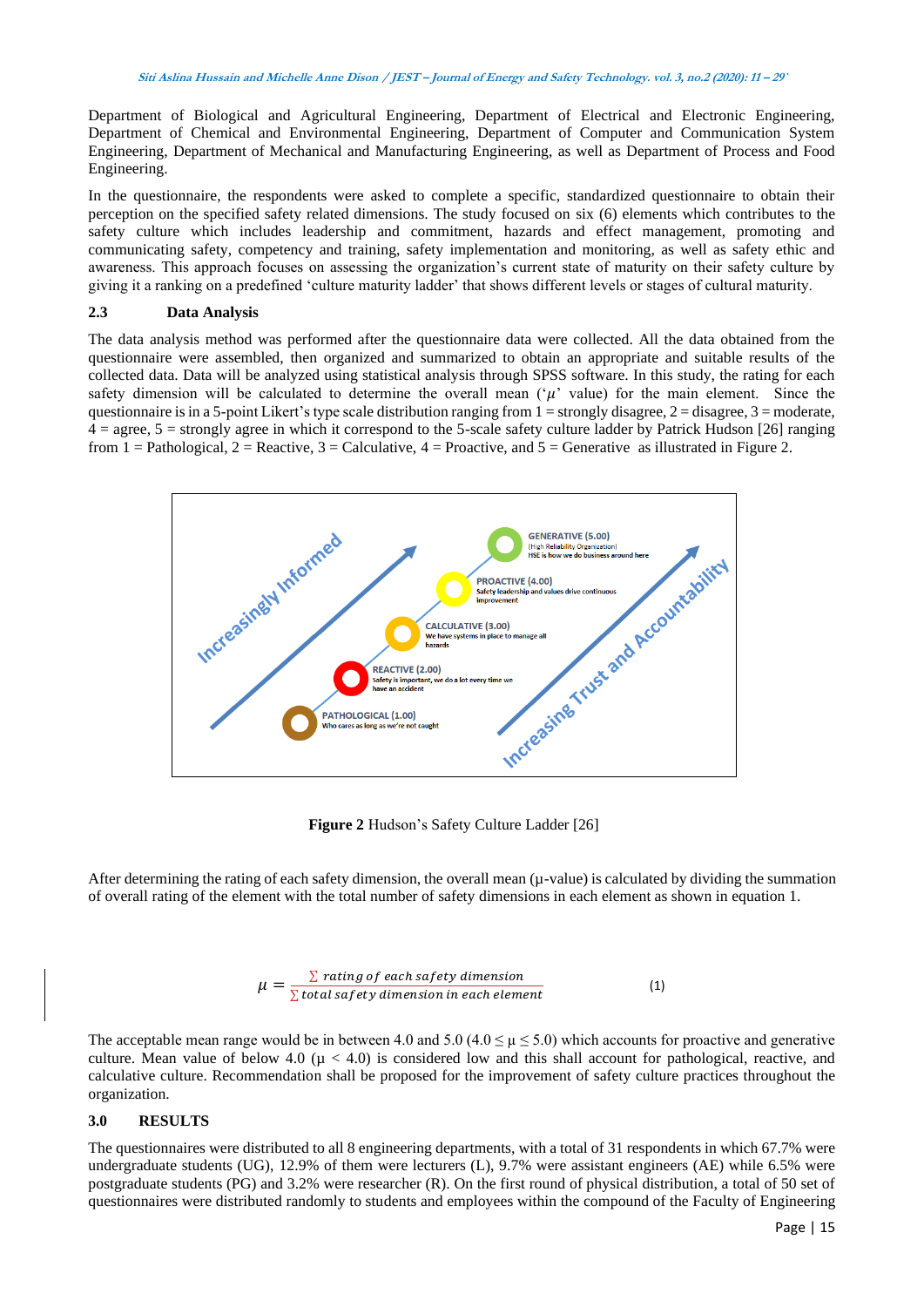Department of Biological and Agricultural Engineering, Department of Electrical and Electronic Engineering, Department of Chemical and Environmental Engineering, Department of Computer and Communication System Engineering, Department of Mechanical and Manufacturing Engineering, as well as Department of Process and Food Engineering.

In the questionnaire, the respondents were asked to complete a specific, standardized questionnaire to obtain their perception on the specified safety related dimensions. The study focused on six (6) elements which contributes to the safety culture which includes leadership and commitment, hazards and effect management, promoting and communicating safety, competency and training, safety implementation and monitoring, as well as safety ethic and awareness. This approach focuses on assessing the organization's current state of maturity on their safety culture by giving it a ranking on a predefined 'culture maturity ladder' that shows different levels or stages of cultural maturity.

### 2.3 Data Analysis

The data analysis method was performed after the questionnaire data were collected. All the data obtained from the questionnaire were assembled, then organized and summarized to obtain an appropriate and suitable results of the collected data. Data will be analyzed using statistical analysis through SPSS software. In this study, the rating for each safety dimension will be calculated to determine the overall mean ('$\mu$' value) for the main element. Since the questionnaire is in a 5-point Likert's type scale distribution ranging from 1 = strongly disagree, 2 = disagree, 3 = moderate, 4 = agree, 5 = strongly agree in which it correspond to the 5-scale safety culture ladder by Patrick Hudson [26] ranging from 1 = Pathological, 2 = Reactive, 3 = Calculative, 4 = Proactive, and 5 = Generative as illustrated in Figure 2.

**Figure 2** Hudson's Safety Culture Ladder [26]

After determining the rating of each safety dimension, the overall mean ($\mu$-value) is calculated by dividing the summation of overall rating of the element with the total number of safety dimensions in each element as shown in equation 1.

$$\mu = \frac{\sum rating\ of\ each\ safety\ dimension}{\sum total\ safety\ dimension\ in\ each\ element} \tag{1}$$

The acceptable mean range would be in between 4.0 and 5.0 ($4.0 \leq \mu \leq 5.0$) which accounts for proactive and generative culture. Mean value of below 4.0 ($\mu < 4.0$) is considered low and this shall account for pathological, reactive, and calculative culture. Recommendation shall be proposed for the improvement of safety culture practices throughout the organization.

## 3.0 RESULTS

The questionnaires were distributed to all 8 engineering departments, with a total of 31 respondents in which 67.7% were undergraduate students (UG), 12.9% of them were lecturers (L), 9.7% were assistant engineers (AE) while 6.5% were postgraduate students (PG) and 3.2% were researcher (R). On the first round of physical distribution, a total of 50 set of questionnaires were distributed randomly to students and employees within the compound of the Faculty of Engineering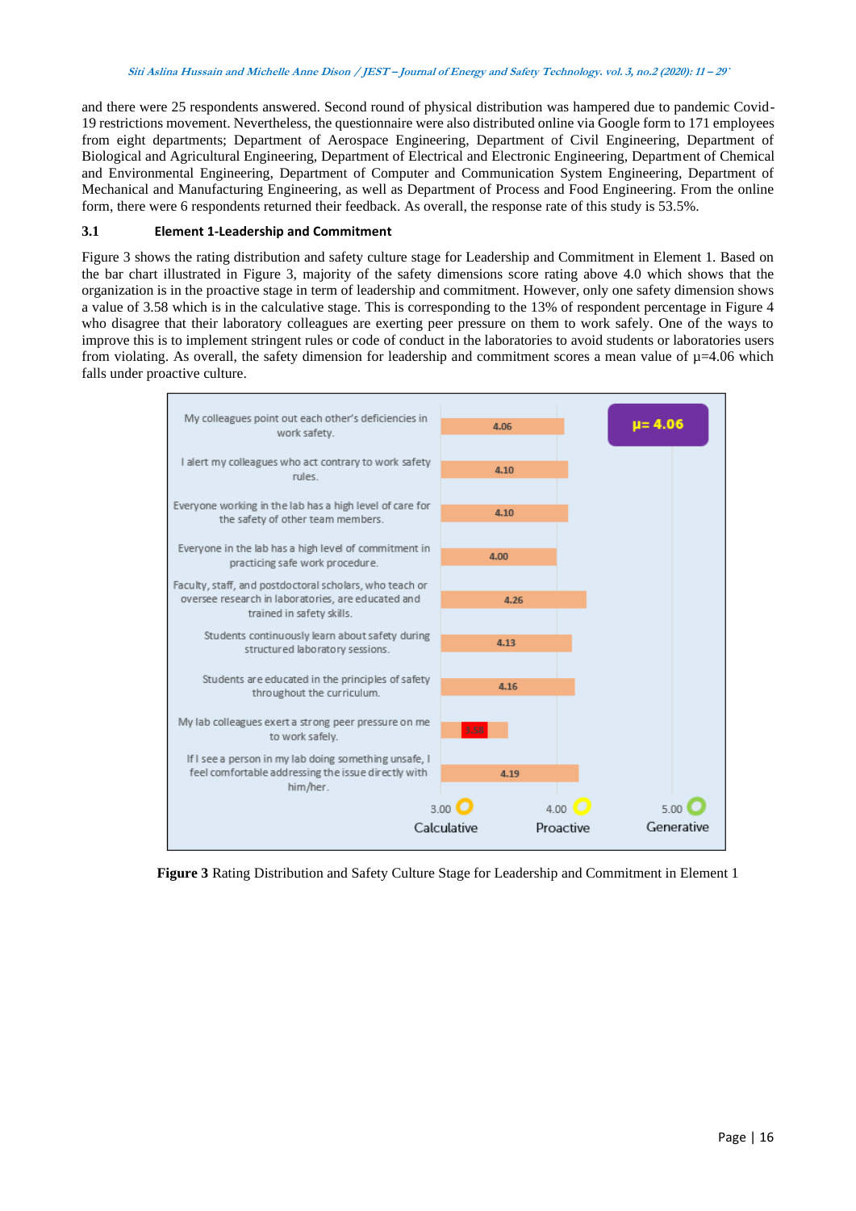and there were 25 respondents answered. Second round of physical distribution was hampered due to pandemic Covid-19 restrictions movement. Nevertheless, the questionnaire were also distributed online via Google form to 171 employees from eight departments; Department of Aerospace Engineering, Department of Civil Engineering, Department of Biological and Agricultural Engineering, Department of Electrical and Electronic Engineering, Department of Chemical and Environmental Engineering, Department of Computer and Communication System Engineering, Department of Mechanical and Manufacturing Engineering, as well as Department of Process and Food Engineering. From the online form, there were 6 respondents returned their feedback. As overall, the response rate of this study is 53.5%.

### 3.1 Element 1-Leadership and Commitment

Figure 3 shows the rating distribution and safety culture stage for Leadership and Commitment in Element 1. Based on the bar chart illustrated in Figure 3, majority of the safety dimensions score rating above 4.0 which shows that the organization is in the proactive stage in term of leadership and commitment. However, only one safety dimension shows a value of 3.58 which is in the calculative stage. This is corresponding to the 13% of respondent percentage in Figure 4 who disagree that their laboratory colleagues are exerting peer pressure on them to work safely. One of the ways to improve this is to implement stringent rules or code of conduct in the laboratories to avoid students or laboratories users from violating. As overall, the safety dimension for leadership and commitment scores a mean value of μ=4.06 which falls under proactive culture.

| Safety dimension | Rating |
| --- | --- |
| My colleagues point out each other's deficiencies in work safety. | 4.06 |
| I alert my colleagues who act contrary to work safety rules. | 4.10 |
| Everyone working in the lab has a high level of care for the safety of other team members. | 4.10 |
| Everyone in the lab has a high level of commitment in practicing safe work procedure. | 4.00 |
| Faculty, staff, and postdoctoral scholars, who teach or oversee research in laboratories, are educated and trained in safety skills. | 4.26 |
| Students continuously learn about safety during structured laboratory sessions. | 4.13 |
| Students are educated in the principles of safety throughout the curriculum. | 4.16 |
| My lab colleagues exert a strong peer pressure on me to work safely. | 3.58 |
| If I see a person in my lab doing something unsafe, I feel comfortable addressing the issue directly with him/her. | 4.19 |

μ= 4.06

3.00 Calculative — 4.00 Proactive — 5.00 Generative

**Figure 3** Rating Distribution and Safety Culture Stage for Leadership and Commitment in Element 1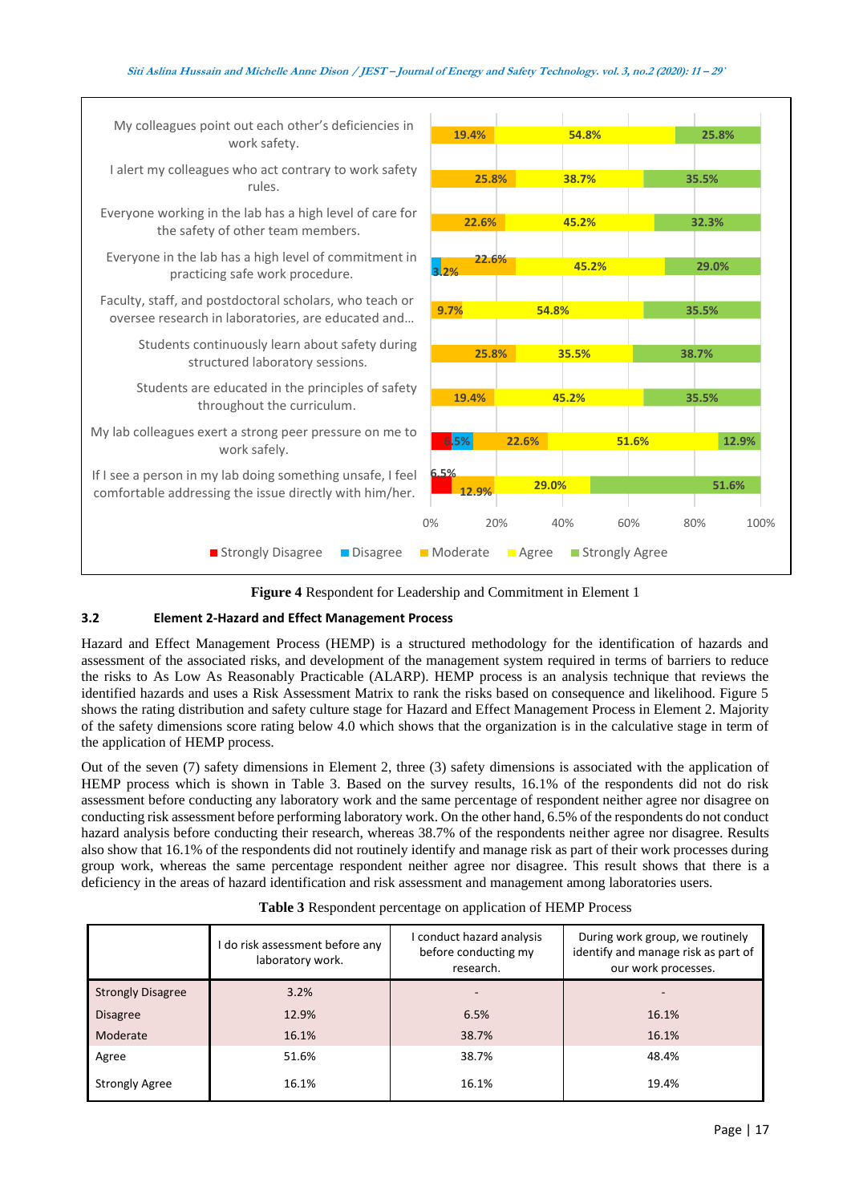Figure 4 Respondent for Leadership and Commitment in Element 1

### 3.2 Element 2-Hazard and Effect Management Process

Hazard and Effect Management Process (HEMP) is a structured methodology for the identification of hazards and assessment of the associated risks, and development of the management system required in terms of barriers to reduce the risks to As Low As Reasonably Practicable (ALARP). HEMP process is an analysis technique that reviews the identified hazards and uses a Risk Assessment Matrix to rank the risks based on consequence and likelihood. Figure 5 shows the rating distribution and safety culture stage for Hazard and Effect Management Process in Element 2. Majority of the safety dimensions score rating below 4.0 which shows that the organization is in the calculative stage in term of the application of HEMP process.

Out of the seven (7) safety dimensions in Element 2, three (3) safety dimensions is associated with the application of HEMP process which is shown in Table 3. Based on the survey results, 16.1% of the respondents did not do risk assessment before conducting any laboratory work and the same percentage of respondent neither agree nor disagree on conducting risk assessment before performing laboratory work. On the other hand, 6.5% of the respondents do not conduct hazard analysis before conducting their research, whereas 38.7% of the respondents neither agree nor disagree. Results also show that 16.1% of the respondents did not routinely identify and manage risk as part of their work processes during group work, whereas the same percentage respondent neither agree nor disagree. This result shows that there is a deficiency in the areas of hazard identification and risk assessment and management among laboratories users.

**Table 3** Respondent percentage on application of HEMP Process

| | I do risk assessment before any laboratory work. | I conduct hazard analysis before conducting my research. | During work group, we routinely identify and manage risk as part of our work processes. |
|---|---|---|---|
| Strongly Disagree | 3.2% | - | - |
| Disagree | 12.9% | 6.5% | 16.1% |
| Moderate | 16.1% | 38.7% | 16.1% |
| Agree | 51.6% | 38.7% | 48.4% |
| Strongly Agree | 16.1% | 16.1% | 19.4% |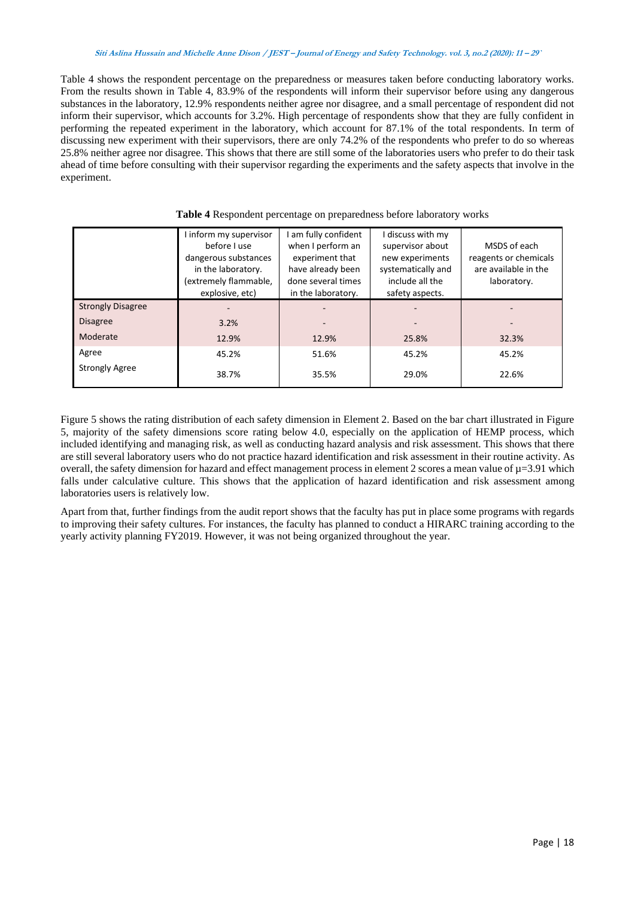Table 4 shows the respondent percentage on the preparedness or measures taken before conducting laboratory works. From the results shown in Table 4, 83.9% of the respondents will inform their supervisor before using any dangerous substances in the laboratory, 12.9% respondents neither agree nor disagree, and a small percentage of respondent did not inform their supervisor, which accounts for 3.2%. High percentage of respondents show that they are fully confident in performing the repeated experiment in the laboratory, which account for 87.1% of the total respondents. In term of discussing new experiment with their supervisors, there are only 74.2% of the respondents who prefer to do so whereas 25.8% neither agree nor disagree. This shows that there are still some of the laboratories users who prefer to do their task ahead of time before consulting with their supervisor regarding the experiments and the safety aspects that involve in the experiment.

**Table 4** Respondent percentage on preparedness before laboratory works

| | I inform my supervisor before I use dangerous substances in the laboratory. (extremely flammable, explosive, etc) | I am fully confident when I perform an experiment that have already been done several times in the laboratory. | I discuss with my supervisor about new experiments systematically and include all the safety aspects. | MSDS of each reagents or chemicals are available in the laboratory. |
|---|---|---|---|---|
| Strongly Disagree | - | - | - | - |
| Disagree | 3.2% | - | - | - |
| Moderate | 12.9% | 12.9% | 25.8% | 32.3% |
| Agree | 45.2% | 51.6% | 45.2% | 45.2% |
| Strongly Agree | 38.7% | 35.5% | 29.0% | 22.6% |

Figure 5 shows the rating distribution of each safety dimension in Element 2. Based on the bar chart illustrated in Figure 5, majority of the safety dimensions score rating below 4.0, especially on the application of HEMP process, which included identifying and managing risk, as well as conducting hazard analysis and risk assessment. This shows that there are still several laboratory users who do not practice hazard identification and risk assessment in their routine activity. As overall, the safety dimension for hazard and effect management process in element 2 scores a mean value of $\mu$=3.91 which falls under calculative culture. This shows that the application of hazard identification and risk assessment among laboratories users is relatively low.

Apart from that, further findings from the audit report shows that the faculty has put in place some programs with regards to improving their safety cultures. For instances, the faculty has planned to conduct a HIRARC training according to the yearly activity planning FY2019. However, it was not being organized throughout the year.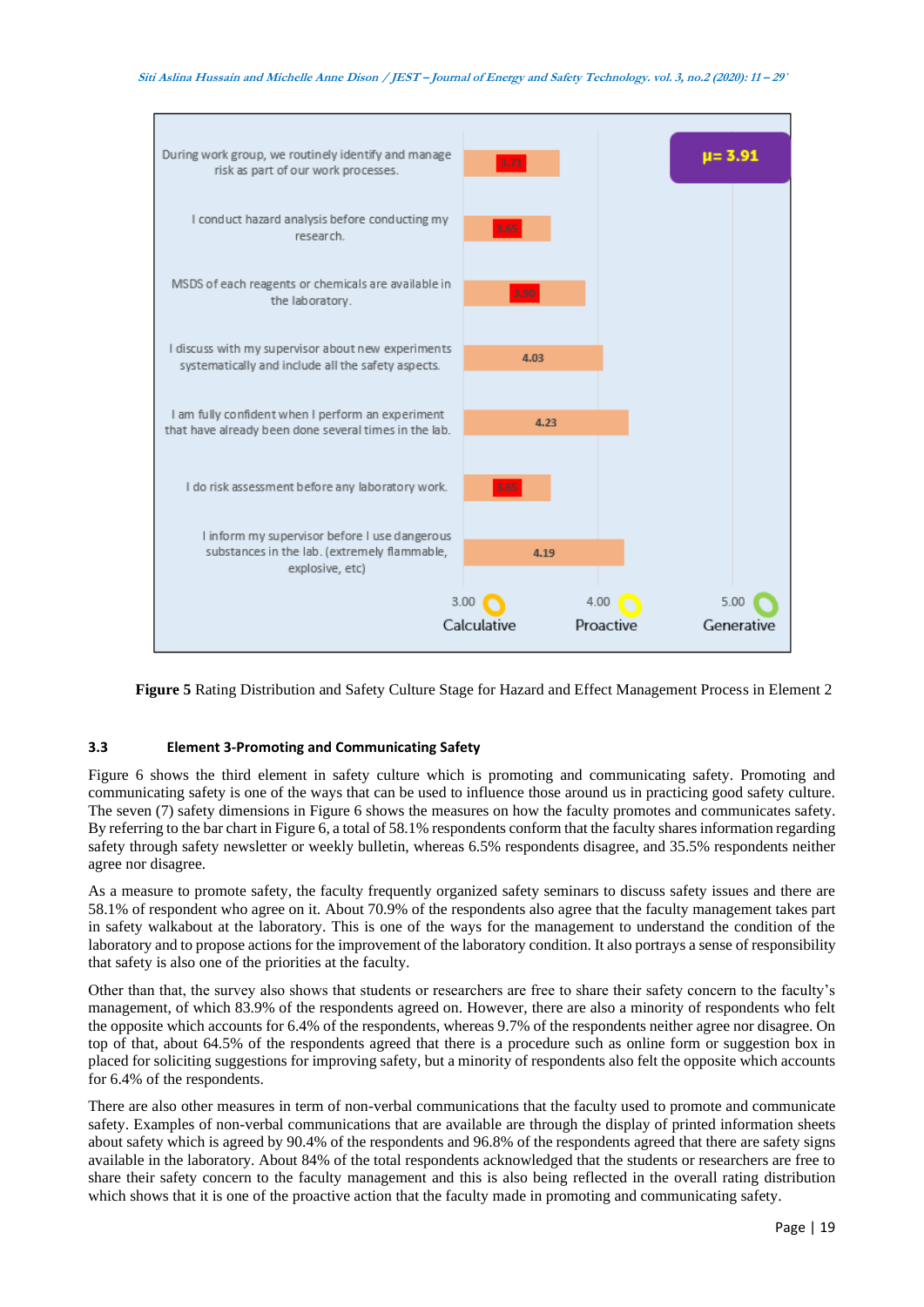| Statement | Rating |
|---|---|
| During work group, we routinely identify and manage risk as part of our work processes. | 3.71 |
| I conduct hazard analysis before conducting my research. | 3.65 |
| MSDS of each reagents or chemicals are available in the laboratory. | 3.90 |
| I discuss with my supervisor about new experiments systematically and include all the safety aspects. | 4.03 |
| I am fully confident when I perform an experiment that have already been done several times in the lab. | 4.23 |
| I do risk assessment before any laboratory work. | 3.65 |
| I inform my supervisor before I use dangerous substances in the lab. (extremely flammable, explosive, etc) | 4.19 |

μ= 3.91

3.00 Calculative · 4.00 Proactive · 5.00 Generative

**Figure 5** Rating Distribution and Safety Culture Stage for Hazard and Effect Management Process in Element 2

### 3.3 Element 3-Promoting and Communicating Safety

Figure 6 shows the third element in safety culture which is promoting and communicating safety. Promoting and communicating safety is one of the ways that can be used to influence those around us in practicing good safety culture. The seven (7) safety dimensions in Figure 6 shows the measures on how the faculty promotes and communicates safety. By referring to the bar chart in Figure 6, a total of 58.1% respondents conform that the faculty shares information regarding safety through safety newsletter or weekly bulletin, whereas 6.5% respondents disagree, and 35.5% respondents neither agree nor disagree.

As a measure to promote safety, the faculty frequently organized safety seminars to discuss safety issues and there are 58.1% of respondent who agree on it. About 70.9% of the respondents also agree that the faculty management takes part in safety walkabout at the laboratory. This is one of the ways for the management to understand the condition of the laboratory and to propose actions for the improvement of the laboratory condition. It also portrays a sense of responsibility that safety is also one of the priorities at the faculty.

Other than that, the survey also shows that students or researchers are free to share their safety concern to the faculty's management, of which 83.9% of the respondents agreed on. However, there are also a minority of respondents who felt the opposite which accounts for 6.4% of the respondents, whereas 9.7% of the respondents neither agree nor disagree. On top of that, about 64.5% of the respondents agreed that there is a procedure such as online form or suggestion box in placed for soliciting suggestions for improving safety, but a minority of respondents also felt the opposite which accounts for 6.4% of the respondents.

There are also other measures in term of non-verbal communications that the faculty used to promote and communicate safety. Examples of non-verbal communications that are available are through the display of printed information sheets about safety which is agreed by 90.4% of the respondents and 96.8% of the respondents agreed that there are safety signs available in the laboratory. About 84% of the total respondents acknowledged that the students or researchers are free to share their safety concern to the faculty management and this is also being reflected in the overall rating distribution which shows that it is one of the proactive action that the faculty made in promoting and communicating safety.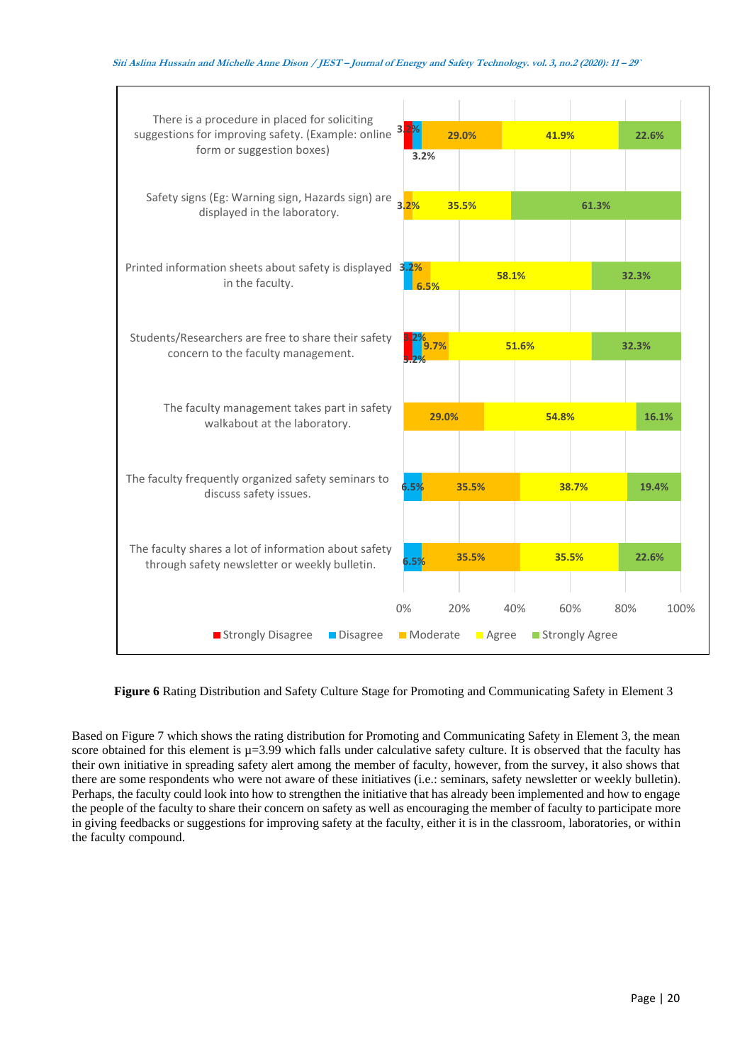| Statement | Strongly Disagree | Disagree | Moderate | Agree | Strongly Agree |
|---|---|---|---|---|---|
| There is a procedure in placed for soliciting suggestions for improving safety. (Example: online form or suggestion boxes) | 3.2% | 3.2% | 29.0% | 41.9% | 22.6% |
| Safety signs (Eg: Warning sign, Hazards sign) are displayed in the laboratory. | | | 3.2% | 35.5% | 61.3% |
| Printed information sheets about safety is displayed in the faculty. | | 3.2% | 6.5% | 58.1% | 32.3% |
| Students/Researchers are free to share their safety concern to the faculty management. | 3.2% | 3.2% | 9.7% | 51.6% | 32.3% |
| The faculty management takes part in safety walkabout at the laboratory. | | | 29.0% | 54.8% | 16.1% |
| The faculty frequently organized safety seminars to discuss safety issues. | | 6.5% | 35.5% | 38.7% | 19.4% |
| The faculty shares a lot of information about safety through safety newsletter or weekly bulletin. | | 6.5% | 35.5% | 35.5% | 22.6% |

**Figure 6** Rating Distribution and Safety Culture Stage for Promoting and Communicating Safety in Element 3

Based on Figure 7 which shows the rating distribution for Promoting and Communicating Safety in Element 3, the mean score obtained for this element is $\mu$=3.99 which falls under calculative safety culture. It is observed that the faculty has their own initiative in spreading safety alert among the member of faculty, however, from the survey, it also shows that there are some respondents who were not aware of these initiatives (i.e.: seminars, safety newsletter or weekly bulletin). Perhaps, the faculty could look into how to strengthen the initiative that has already been implemented and how to engage the people of the faculty to share their concern on safety as well as encouraging the member of faculty to participate more in giving feedbacks or suggestions for improving safety at the faculty, either it is in the classroom, laboratories, or within the faculty compound.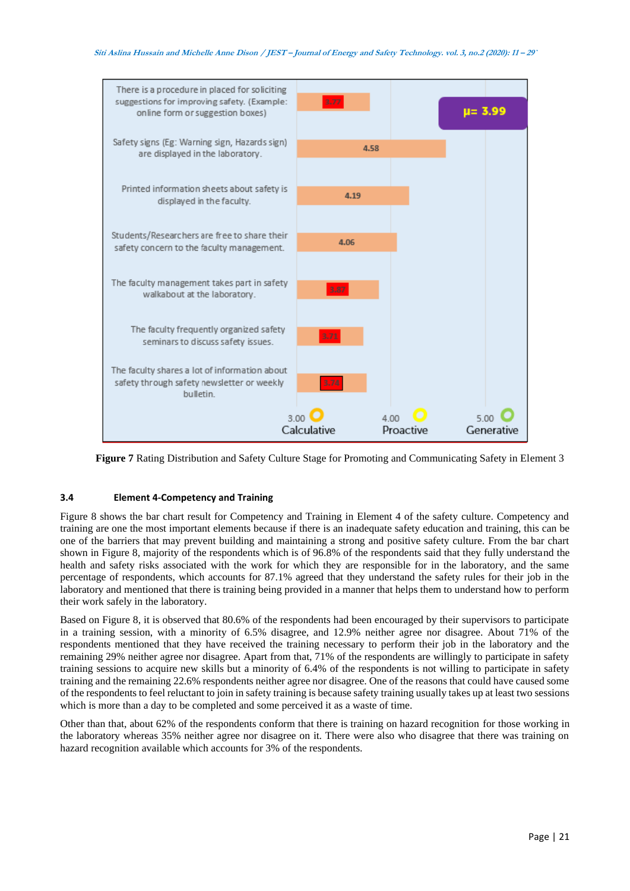| Item | Rating |
|---|---|
| There is a procedure in placed for soliciting suggestions for improving safety. (Example: online form or suggestion boxes) | 3.77 |
| Safety signs (Eg: Warning sign, Hazards sign) are displayed in the laboratory. | 4.58 |
| Printed information sheets about safety is displayed in the faculty. | 4.19 |
| Students/Researchers are free to share their safety concern to the faculty management. | 4.06 |
| The faculty management takes part in safety walkabout at the laboratory. | 3.87 |
| The faculty frequently organized safety seminars to discuss safety issues. | 3.71 |
| The faculty shares a lot of information about safety through safety newsletter or weekly bulletin. | 3.74 |

μ= 3.99

3.00 Calculative | 4.00 Proactive | 5.00 Generative

**Figure 7** Rating Distribution and Safety Culture Stage for Promoting and Communicating Safety in Element 3

### 3.4 Element 4-Competency and Training

Figure 8 shows the bar chart result for Competency and Training in Element 4 of the safety culture. Competency and training are one the most important elements because if there is an inadequate safety education and training, this can be one of the barriers that may prevent building and maintaining a strong and positive safety culture. From the bar chart shown in Figure 8, majority of the respondents which is of 96.8% of the respondents said that they fully understand the health and safety risks associated with the work for which they are responsible for in the laboratory, and the same percentage of respondents, which accounts for 87.1% agreed that they understand the safety rules for their job in the laboratory and mentioned that there is training being provided in a manner that helps them to understand how to perform their work safely in the laboratory.

Based on Figure 8, it is observed that 80.6% of the respondents had been encouraged by their supervisors to participate in a training session, with a minority of 6.5% disagree, and 12.9% neither agree nor disagree. About 71% of the respondents mentioned that they have received the training necessary to perform their job in the laboratory and the remaining 29% neither agree nor disagree. Apart from that, 71% of the respondents are willingly to participate in safety training sessions to acquire new skills but a minority of 6.4% of the respondents is not willing to participate in safety training and the remaining 22.6% respondents neither agree nor disagree. One of the reasons that could have caused some of the respondents to feel reluctant to join in safety training is because safety training usually takes up at least two sessions which is more than a day to be completed and some perceived it as a waste of time.

Other than that, about 62% of the respondents conform that there is training on hazard recognition for those working in the laboratory whereas 35% neither agree nor disagree on it. There were also who disagree that there was training on hazard recognition available which accounts for 3% of the respondents.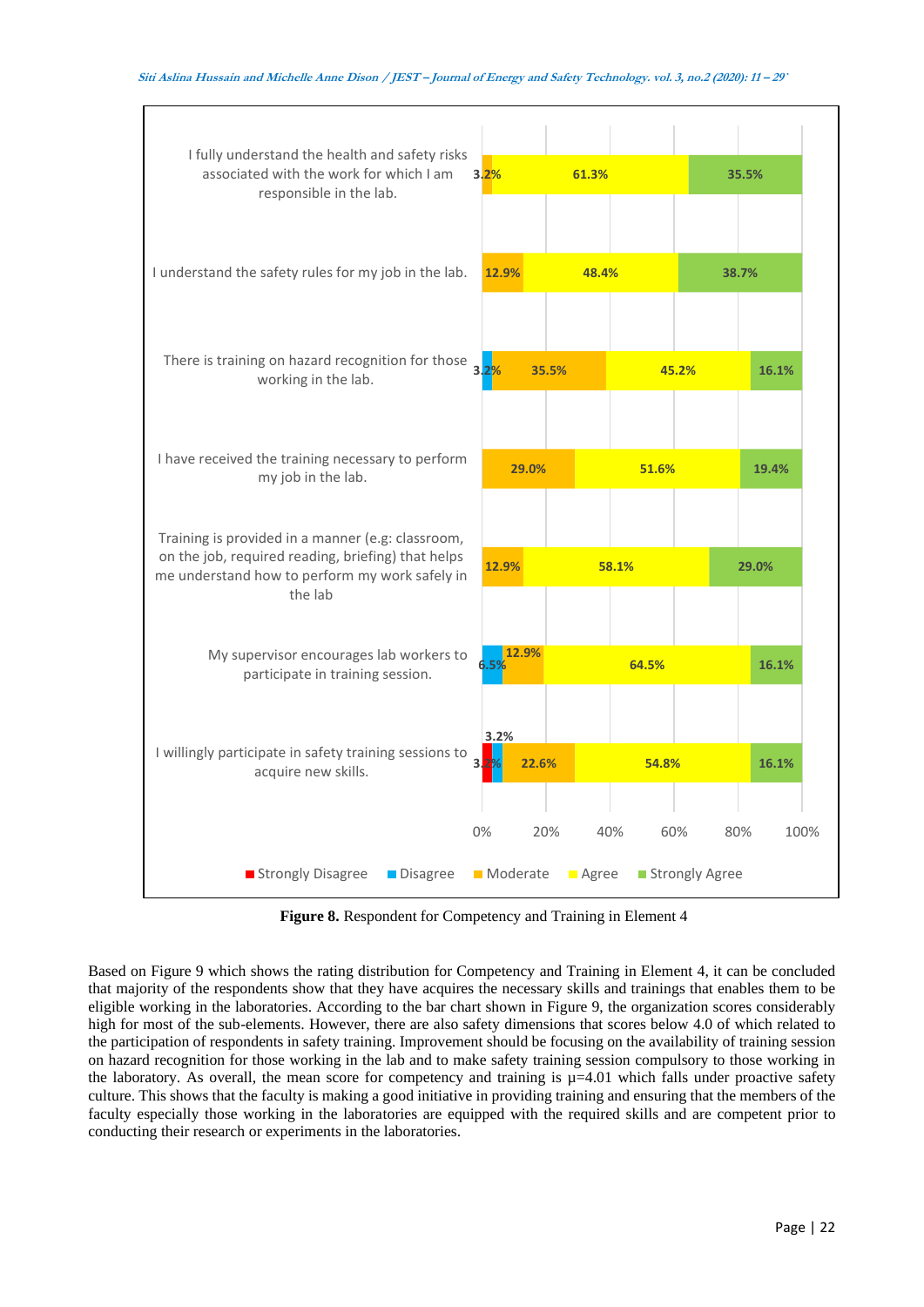| | Strongly Disagree | Disagree | Moderate | Agree | Strongly Agree |
|---|---|---|---|---|---|
| I fully understand the health and safety risks associated with the work for which I am responsible in the lab. | | | 3.2% | 61.3% | 35.5% |
| I understand the safety rules for my job in the lab. | | | 12.9% | 48.4% | 38.7% |
| There is training on hazard recognition for those working in the lab. | | 3.2% | 35.5% | 45.2% | 16.1% |
| I have received the training necessary to perform my job in the lab. | | | 29.0% | 51.6% | 19.4% |
| Training is provided in a manner (e.g: classroom, on the job, required reading, briefing) that helps me understand how to perform my work safely in the lab | | | 12.9% | 58.1% | 29.0% |
| My supervisor encourages lab workers to participate in training session. | | 6.5% | 12.9% | 64.5% | 16.1% |
| I willingly participate in safety training sessions to acquire new skills. | 3.2% | 3.2% | 22.6% | 54.8% | 16.1% |

**Figure 8.** Respondent for Competency and Training in Element 4

Based on Figure 9 which shows the rating distribution for Competency and Training in Element 4, it can be concluded that majority of the respondents show that they have acquires the necessary skills and trainings that enables them to be eligible working in the laboratories. According to the bar chart shown in Figure 9, the organization scores considerably high for most of the sub-elements. However, there are also safety dimensions that scores below 4.0 of which related to the participation of respondents in safety training. Improvement should be focusing on the availability of training session on hazard recognition for those working in the lab and to make safety training session compulsory to those working in the laboratory. As overall, the mean score for competency and training is $\mu$=4.01 which falls under proactive safety culture. This shows that the faculty is making a good initiative in providing training and ensuring that the members of the faculty especially those working in the laboratories are equipped with the required skills and are competent prior to conducting their research or experiments in the laboratories.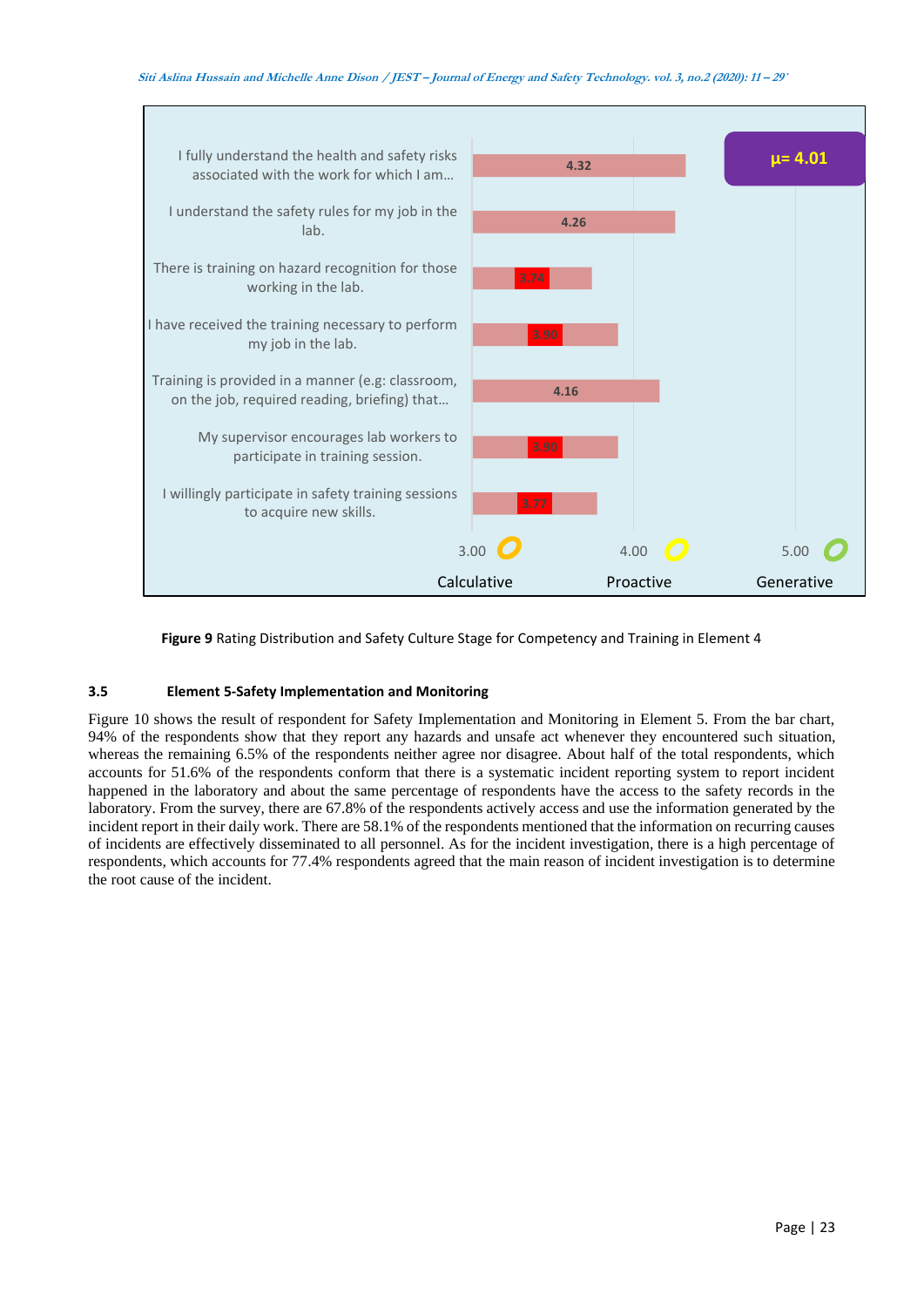| Statement | Rating |
| --- | --- |
| I fully understand the health and safety risks associated with the work for which I am... | 4.32 |
| I understand the safety rules for my job in the lab. | 4.26 |
| There is training on hazard recognition for those working in the lab. | 3.74 |
| I have received the training necessary to perform my job in the lab. | 3.90 |
| Training is provided in a manner (e.g: classroom, on the job, required reading, briefing) that... | 4.16 |
| My supervisor encourages lab workers to participate in training session. | 3.90 |
| I willingly participate in safety training sessions to acquire new skills. | 3.77 |

μ= 4.01

3.00 Calculative — 4.00 Proactive — 5.00 Generative

**Figure 9** Rating Distribution and Safety Culture Stage for Competency and Training in Element 4

### 3.5 Element 5-Safety Implementation and Monitoring

Figure 10 shows the result of respondent for Safety Implementation and Monitoring in Element 5. From the bar chart, 94% of the respondents show that they report any hazards and unsafe act whenever they encountered such situation, whereas the remaining 6.5% of the respondents neither agree nor disagree. About half of the total respondents, which accounts for 51.6% of the respondents conform that there is a systematic incident reporting system to report incident happened in the laboratory and about the same percentage of respondents have the access to the safety records in the laboratory. From the survey, there are 67.8% of the respondents actively access and use the information generated by the incident report in their daily work. There are 58.1% of the respondents mentioned that the information on recurring causes of incidents are effectively disseminated to all personnel. As for the incident investigation, there is a high percentage of respondents, which accounts for 77.4% respondents agreed that the main reason of incident investigation is to determine the root cause of the incident.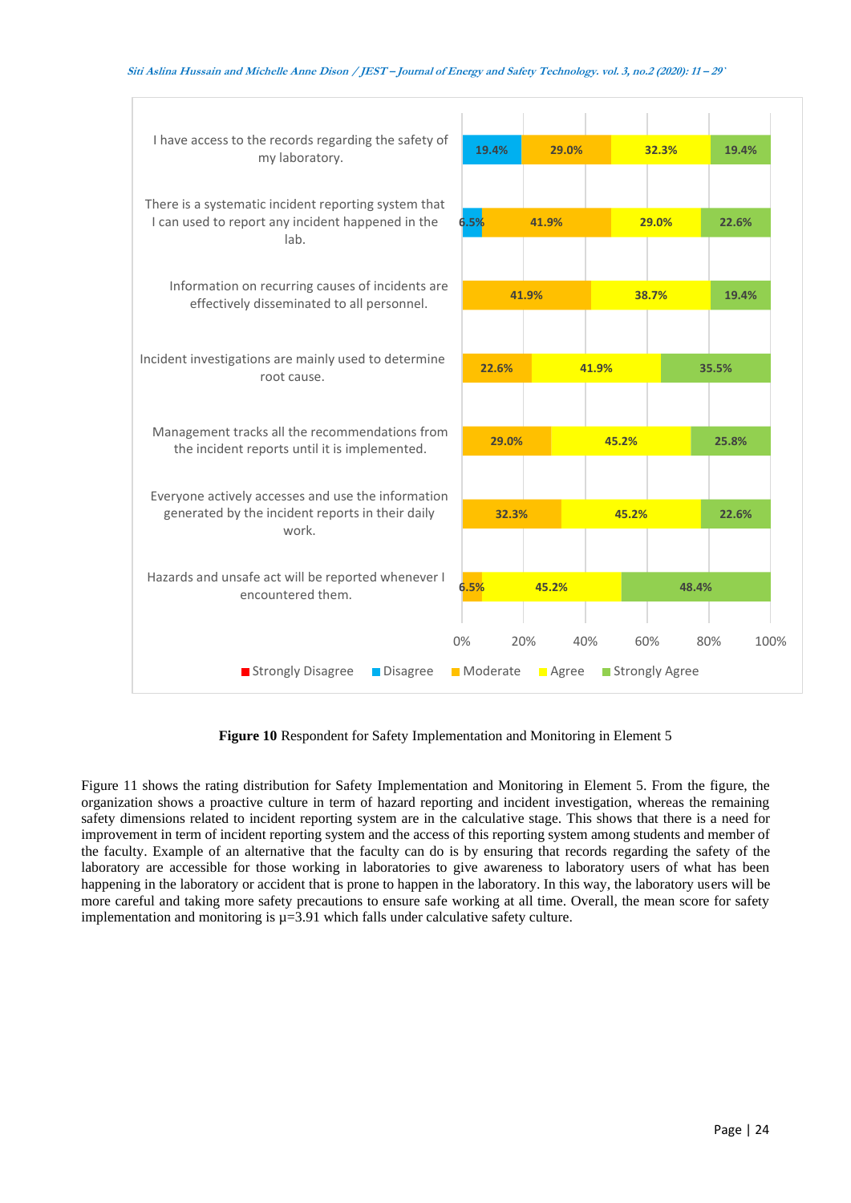| Statement | Strongly Disagree | Disagree | Moderate | Agree | Strongly Agree |
|---|---|---|---|---|---|
| I have access to the records regarding the safety of my laboratory. | | 19.4% | 29.0% | 32.3% | 19.4% |
| There is a systematic incident reporting system that I can used to report any incident happened in the lab. | | 6.5% | 41.9% | 29.0% | 22.6% |
| Information on recurring causes of incidents are effectively disseminated to all personnel. | | | 41.9% | 38.7% | 19.4% |
| Incident investigations are mainly used to determine root cause. | | | 22.6% | 41.9% | 35.5% |
| Management tracks all the recommendations from the incident reports until it is implemented. | | | 29.0% | 45.2% | 25.8% |
| Everyone actively accesses and use the information generated by the incident reports in their daily work. | | | 32.3% | 45.2% | 22.6% |
| Hazards and unsafe act will be reported whenever I encountered them. | | | 6.5% | 45.2% | 48.4% |

**Figure 10** Respondent for Safety Implementation and Monitoring in Element 5

Figure 11 shows the rating distribution for Safety Implementation and Monitoring in Element 5. From the figure, the organization shows a proactive culture in term of hazard reporting and incident investigation, whereas the remaining safety dimensions related to incident reporting system are in the calculative stage. This shows that there is a need for improvement in term of incident reporting system and the access of this reporting system among students and member of the faculty. Example of an alternative that the faculty can do is by ensuring that records regarding the safety of the laboratory are accessible for those working in laboratories to give awareness to laboratory users of what has been happening in the laboratory or accident that is prone to happen in the laboratory. In this way, the laboratory users will be more careful and taking more safety precautions to ensure safe working at all time. Overall, the mean score for safety implementation and monitoring is $\mu$=3.91 which falls under calculative safety culture.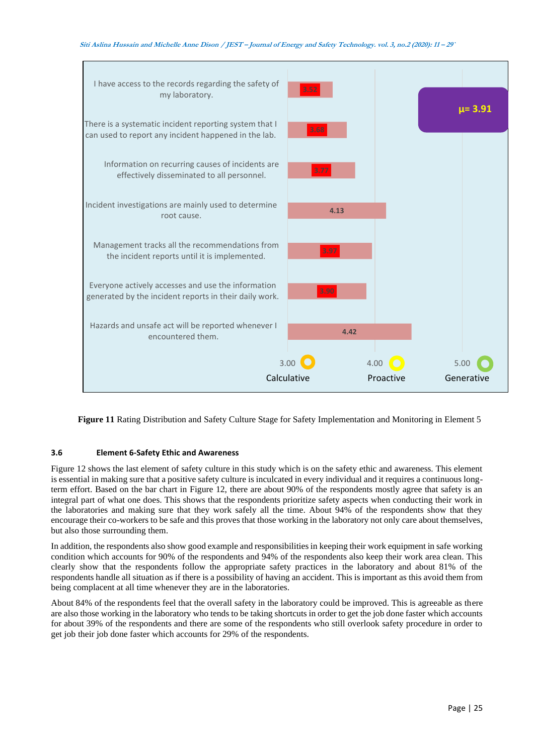| Item | Rating |
|---|---|
| I have access to the records regarding the safety of my laboratory. | 3.52 |
| There is a systematic incident reporting system that I can used to report any incident happened in the lab. | 3.68 |
| Information on recurring causes of incidents are effectively disseminated to all personnel. | 3.77 |
| Incident investigations are mainly used to determine root cause. | 4.13 |
| Management tracks all the recommendations from the incident reports until it is implemented. | 3.97 |
| Everyone actively accesses and use the information generated by the incident reports in their daily work. | 3.90 |
| Hazards and unsafe act will be reported whenever I encountered them. | 4.42 |

μ= 3.91

3.00 Calculative; 4.00 Proactive; 5.00 Generative

**Figure 11** Rating Distribution and Safety Culture Stage for Safety Implementation and Monitoring in Element 5

### 3.6 Element 6-Safety Ethic and Awareness

Figure 12 shows the last element of safety culture in this study which is on the safety ethic and awareness. This element is essential in making sure that a positive safety culture is inculcated in every individual and it requires a continuous long-term effort. Based on the bar chart in Figure 12, there are about 90% of the respondents mostly agree that safety is an integral part of what one does. This shows that the respondents prioritize safety aspects when conducting their work in the laboratories and making sure that they work safely all the time. About 94% of the respondents show that they encourage their co-workers to be safe and this proves that those working in the laboratory not only care about themselves, but also those surrounding them.

In addition, the respondents also show good example and responsibilities in keeping their work equipment in safe working condition which accounts for 90% of the respondents and 94% of the respondents also keep their work area clean. This clearly show that the respondents follow the appropriate safety practices in the laboratory and about 81% of the respondents handle all situation as if there is a possibility of having an accident. This is important as this avoid them from being complacent at all time whenever they are in the laboratories.

About 84% of the respondents feel that the overall safety in the laboratory could be improved. This is agreeable as there are also those working in the laboratory who tends to be taking shortcuts in order to get the job done faster which accounts for about 39% of the respondents and there are some of the respondents who still overlook safety procedure in order to get job their job done faster which accounts for 29% of the respondents.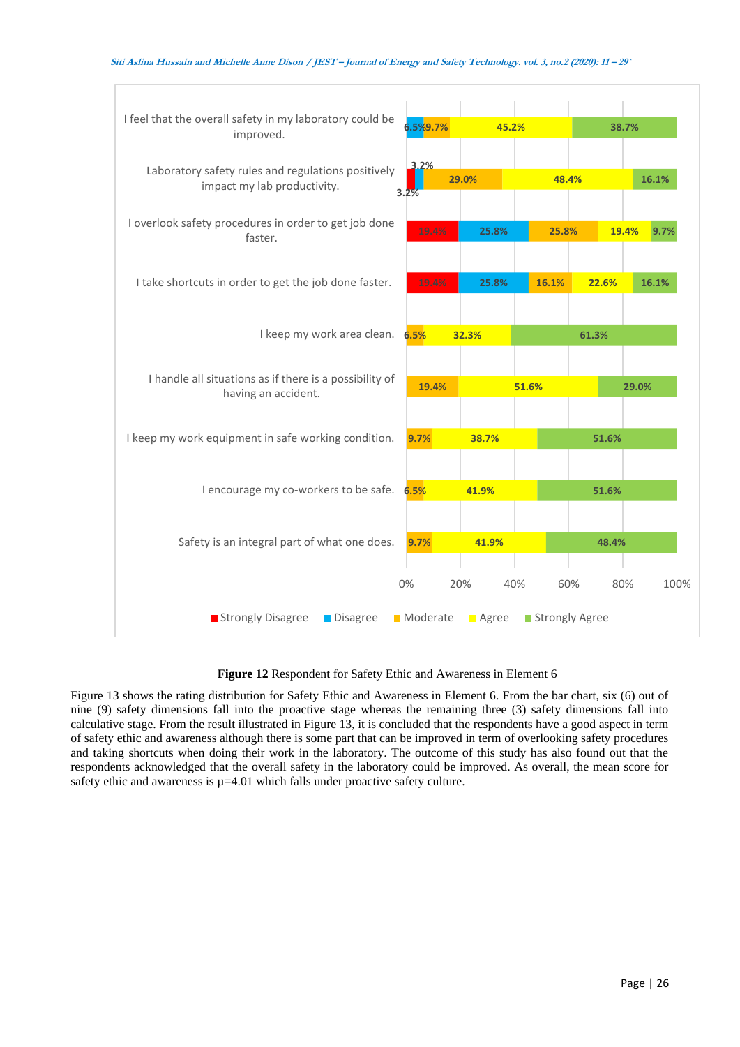| Statement | Strongly Disagree | Disagree | Moderate | Agree | Strongly Agree |
|---|---|---|---|---|---|
| I feel that the overall safety in my laboratory could be improved. | | 6.5% | 9.7% | 45.2% | 38.7% |
| Laboratory safety rules and regulations positively impact my lab productivity. | 3.2% | 3.2% | 29.0% | 48.4% | 16.1% |
| I overlook safety procedures in order to get job done faster. | 19.4% | 25.8% | 25.8% | 19.4% | 9.7% |
| I take shortcuts in order to get the job done faster. | 19.4% | 25.8% | 16.1% | 22.6% | 16.1% |
| I keep my work area clean. | | | 6.5% | 32.3% | 61.3% |
| I handle all situations as if there is a possibility of having an accident. | | | 19.4% | 51.6% | 29.0% |
| I keep my work equipment in safe working condition. | | | 9.7% | 38.7% | 51.6% |
| I encourage my co-workers to be safe. | | | 6.5% | 41.9% | 51.6% |
| Safety is an integral part of what one does. | | | 9.7% | 41.9% | 48.4% |

**Figure 12** Respondent for Safety Ethic and Awareness in Element 6

Figure 13 shows the rating distribution for Safety Ethic and Awareness in Element 6. From the bar chart, six (6) out of nine (9) safety dimensions fall into the proactive stage whereas the remaining three (3) safety dimensions fall into calculative stage. From the result illustrated in Figure 13, it is concluded that the respondents have a good aspect in term of safety ethic and awareness although there is some part that can be improved in term of overlooking safety procedures and taking shortcuts when doing their work in the laboratory. The outcome of this study has also found out that the respondents acknowledged that the overall safety in the laboratory could be improved. As overall, the mean score for safety ethic and awareness is $\mu=4.01$ which falls under proactive safety culture.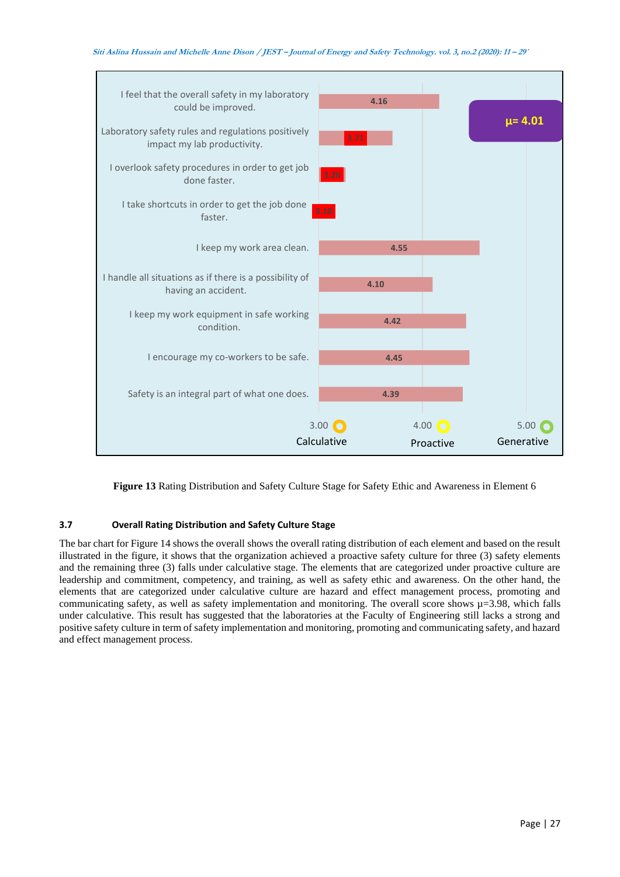| Item | Rating |
| --- | --- |
| I feel that the overall safety in my laboratory could be improved. | 4.16 |
| Laboratory safety rules and regulations positively impact my lab productivity. | 3.71 |
| I overlook safety procedures in order to get job done faster. | 3.26 |
| I take shortcuts in order to get the job done faster. | 3.10 |
| I keep my work area clean. | 4.55 |
| I handle all situations as if there is a possibility of having an accident. | 4.10 |
| I keep my work equipment in safe working condition. | 4.42 |
| I encourage my co-workers to be safe. | 4.45 |
| Safety is an integral part of what one does. | 4.39 |

μ= 4.01

3.00 Calculative; 4.00 Proactive; 5.00 Generative

**Figure 13** Rating Distribution and Safety Culture Stage for Safety Ethic and Awareness in Element 6

### 3.7 Overall Rating Distribution and Safety Culture Stage

The bar chart for Figure 14 shows the overall shows the overall rating distribution of each element and based on the result illustrated in the figure, it shows that the organization achieved a proactive safety culture for three (3) safety elements and the remaining three (3) falls under calculative stage. The elements that are categorized under proactive culture are leadership and commitment, competency, and training, as well as safety ethic and awareness. On the other hand, the elements that are categorized under calculative culture are hazard and effect management process, promoting and communicating safety, as well as safety implementation and monitoring. The overall score shows μ=3.98, which falls under calculative. This result has suggested that the laboratories at the Faculty of Engineering still lacks a strong and positive safety culture in term of safety implementation and monitoring, promoting and communicating safety, and hazard and effect management process.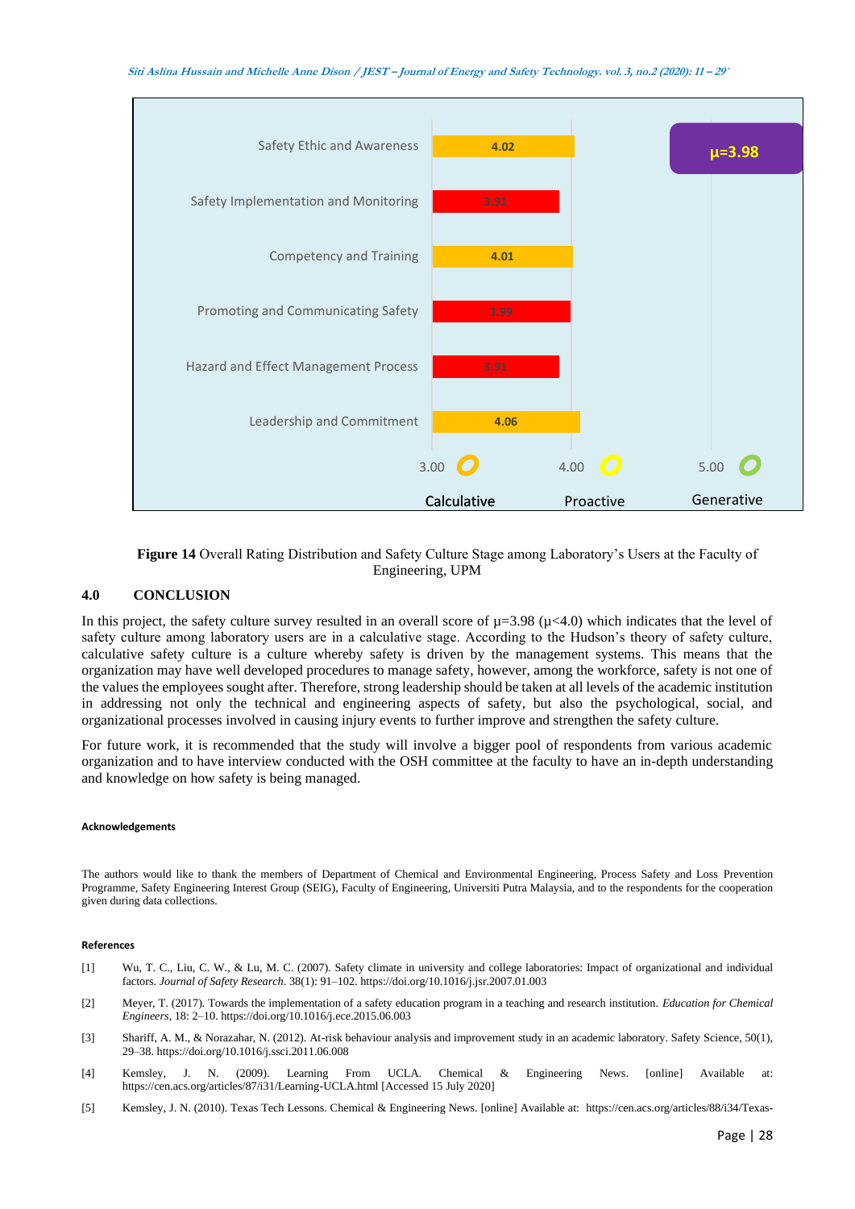Figure 14 Overall Rating Distribution and Safety Culture Stage among Laboratory's Users at the Faculty of Engineering, UPM

## 4.0 CONCLUSION

In this project, the safety culture survey resulted in an overall score of μ=3.98 (μ<4.0) which indicates that the level of safety culture among laboratory users are in a calculative stage. According to the Hudson's theory of safety culture, calculative safety culture is a culture whereby safety is driven by the management systems. This means that the organization may have well developed procedures to manage safety, however, among the workforce, safety is not one of the values the employees sought after. Therefore, strong leadership should be taken at all levels of the academic institution in addressing not only the technical and engineering aspects of safety, but also the psychological, social, and organizational processes involved in causing injury events to further improve and strengthen the safety culture.

For future work, it is recommended that the study will involve a bigger pool of respondents from various academic organization and to have interview conducted with the OSH committee at the faculty to have an in-depth understanding and knowledge on how safety is being managed.

#### Acknowledgements

The authors would like to thank the members of Department of Chemical and Environmental Engineering, Process Safety and Loss Prevention Programme, Safety Engineering Interest Group (SEIG), Faculty of Engineering, Universiti Putra Malaysia, and to the respondents for the cooperation given during data collections.

#### References

[1] Wu, T. C., Liu, C. W., & Lu, M. C. (2007). Safety climate in university and college laboratories: Impact of organizational and individual factors. *Journal of Safety Research*. 38(1): 91–102. https://doi.org/10.1016/j.jsr.2007.01.003

[2] Meyer, T. (2017). Towards the implementation of a safety education program in a teaching and research institution. *Education for Chemical Engineers*, 18: 2–10. https://doi.org/10.1016/j.ece.2015.06.003

[3] Shariff, A. M., & Norazahar, N. (2012). At-risk behaviour analysis and improvement study in an academic laboratory. Safety Science, 50(1), 29–38. https://doi.org/10.1016/j.ssci.2011.06.008

[4] Kemsley, J. N. (2009). Learning From UCLA. Chemical & Engineering News. [online] Available at: https://cen.acs.org/articles/87/i31/Learning-UCLA.html [Accessed 15 July 2020]

[5] Kemsley, J. N. (2010). Texas Tech Lessons. Chemical & Engineering News. [online] Available at: https://cen.acs.org/articles/88/i34/Texas-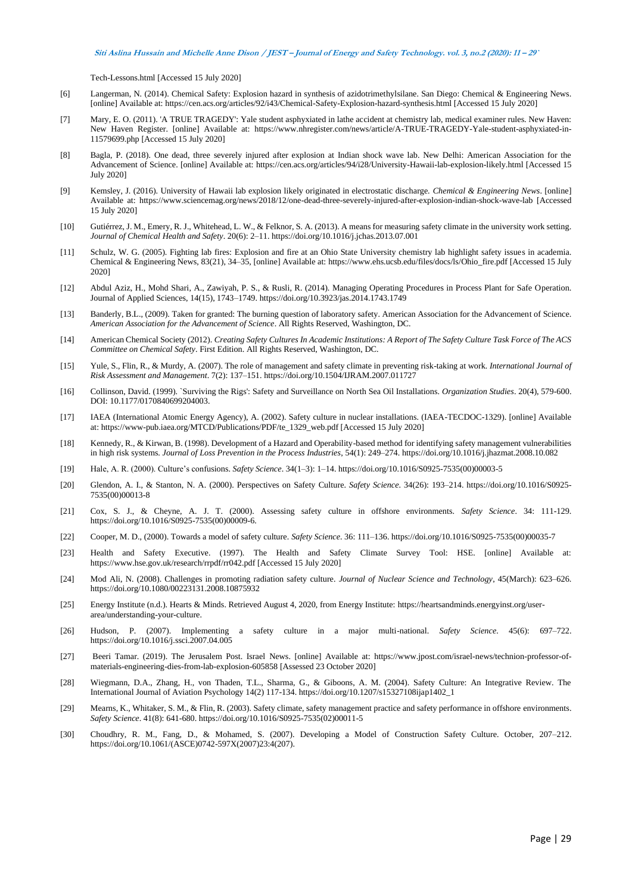Tech-Lessons.html [Accessed 15 July 2020]

[6] Langerman, N. (2014). Chemical Safety: Explosion hazard in synthesis of azidotrimethylsilane. San Diego: Chemical & Engineering News. [online] Available at: https://cen.acs.org/articles/92/i43/Chemical-Safety-Explosion-hazard-synthesis.html [Accessed 15 July 2020]

[7] Mary, E. O. (2011). 'A TRUE TRAGEDY': Yale student asphyxiated in lathe accident at chemistry lab, medical examiner rules. New Haven: New Haven Register. [online] Available at: https://www.nhregister.com/news/article/A-TRUE-TRAGEDY-Yale-student-asphyxiated-in-11579699.php [Accessed 15 July 2020]

[8] Bagla, P. (2018). One dead, three severely injured after explosion at Indian shock wave lab. New Delhi: American Association for the Advancement of Science. [online] Available at: https://cen.acs.org/articles/94/i28/University-Hawaii-lab-explosion-likely.html [Accessed 15 July 2020]

[9] Kemsley, J. (2016). University of Hawaii lab explosion likely originated in electrostatic discharge. *Chemical & Engineering News*. [online] Available at: https://www.sciencemag.org/news/2018/12/one-dead-three-severely-injured-after-explosion-indian-shock-wave-lab [Accessed 15 July 2020]

[10] Gutiérrez, J. M., Emery, R. J., Whitehead, L. W., & Felknor, S. A. (2013). A means for measuring safety climate in the university work setting. *Journal of Chemical Health and Safety*. 20(6): 2–11. https://doi.org/10.1016/j.jchas.2013.07.001

[11] Schulz, W. G. (2005). Fighting lab fires: Explosion and fire at an Ohio State University chemistry lab highlight safety issues in academia. Chemical & Engineering News, 83(21), 34–35, [online] Available at: https://www.ehs.ucsb.edu/files/docs/ls/Ohio_fire.pdf [Accessed 15 July 2020]

[12] Abdul Aziz, H., Mohd Shari, A., Zawiyah, P. S., & Rusli, R. (2014). Managing Operating Procedures in Process Plant for Safe Operation. Journal of Applied Sciences, 14(15), 1743–1749. https://doi.org/10.3923/jas.2014.1743.1749

[13] Banderly, B.L., (2009). Taken for granted: The burning question of laboratory safety. American Association for the Advancement of Science. *American Association for the Advancement of Science*. All Rights Reserved, Washington, DC.

[14] American Chemical Society (2012). *Creating Safety Cultures In Academic Institutions: A Report of The Safety Culture Task Force of The ACS Committee on Chemical Safety*. First Edition. All Rights Reserved, Washington, DC.

[15] Yule, S., Flin, R., & Murdy, A. (2007). The role of management and safety climate in preventing risk-taking at work. *International Journal of Risk Assessment and Management*. 7(2): 137–151. https://doi.org/10.1504/IJRAM.2007.011727

[16] Collinson, David. (1999). `Surviving the Rigs': Safety and Surveillance on North Sea Oil Installations. *Organization Studies*. 20(4), 579-600. DOI: 10.1177/0170840699204003.

[17] IAEA (International Atomic Energy Agency), A. (2002). Safety culture in nuclear installations. (IAEA-TECDOC-1329). [online] Available at: https://www-pub.iaea.org/MTCD/Publications/PDF/te_1329_web.pdf [Accessed 15 July 2020]

[18] Kennedy, R., & Kirwan, B. (1998). Development of a Hazard and Operability-based method for identifying safety management vulnerabilities in high risk systems. *Journal of Loss Prevention in the Process Industries*, 54(1): 249–274. https://doi.org/10.1016/j.jhazmat.2008.10.082

[19] Hale, A. R. (2000). Culture's confusions. *Safety Science*. 34(1–3): 1–14. https://doi.org/10.1016/S0925-7535(00)00003-5

[20] Glendon, A. I., & Stanton, N. A. (2000). Perspectives on Safety Culture. *Safety Science*. 34(26): 193–214. https://doi.org/10.1016/S0925-7535(00)00013-8

[21] Cox, S. J., & Cheyne, A. J. T. (2000). Assessing safety culture in offshore environments. *Safety Science*. 34: 111-129. https://doi.org/10.1016/S0925-7535(00)00009-6.

[22] Cooper, M. D., (2000). Towards a model of safety culture. *Safety Science*. 36: 111–136. https://doi.org/10.1016/S0925-7535(00)00035-7

[23] Health and Safety Executive. (1997). The Health and Safety Climate Survey Tool: HSE. [online] Available at: https://www.hse.gov.uk/research/rrpdf/rr042.pdf [Accessed 15 July 2020]

[24] Mod Ali, N. (2008). Challenges in promoting radiation safety culture. *Journal of Nuclear Science and Technology*, 45(March): 623–626. https://doi.org/10.1080/00223131.2008.10875932

[25] Energy Institute (n.d.). Hearts & Minds. Retrieved August 4, 2020, from Energy Institute: https://heartsandminds.energyinst.org/user-area/understanding-your-culture.

[26] Hudson, P. (2007). Implementing a safety culture in a major multi-national. *Safety Science*. 45(6): 697–722. https://doi.org/10.1016/j.ssci.2007.04.005

[27] Beeri Tamar. (2019). The Jerusalem Post. Israel News. [online] Available at: https://www.jpost.com/israel-news/technion-professor-of-materials-engineering-dies-from-lab-explosion-605858 [Assessed 23 October 2020]

[28] Wiegmann, D.A., Zhang, H., von Thaden, T.L., Sharma, G., & Giboons, A. M. (2004). Safety Culture: An Integrative Review. The International Journal of Aviation Psychology 14(2) 117-134. https://doi.org/10.1207/s15327108ijap1402_1

[29] Mearns, K., Whitaker, S. M., & Flin, R. (2003). Safety climate, safety management practice and safety performance in offshore environments. *Safety Science*. 41(8): 641-680. https://doi.org/10.1016/S0925-7535(02)00011-5

[30] Choudhry, R. M., Fang, D., & Mohamed, S. (2007). Developing a Model of Construction Safety Culture. October, 207–212. https://doi.org/10.1061/(ASCE)0742-597X(2007)23:4(207).